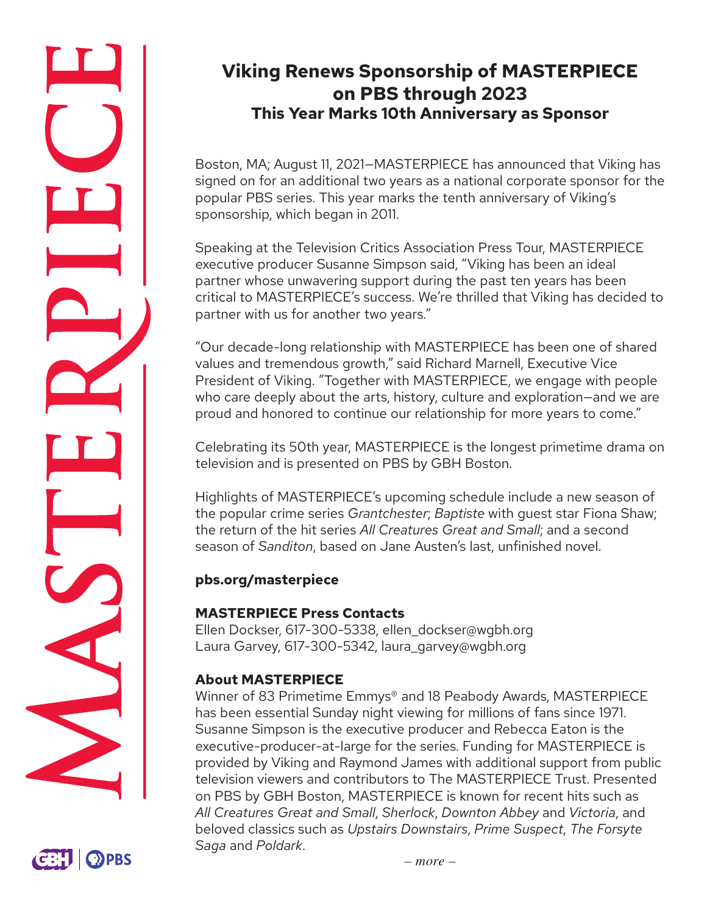# Viking Renews Sponsorship of MASTERPIECE on PBS through 2023

## This Year Marks 10th Anniversary as Sponsor

Boston, MA; August 11, 2021—MASTERPIECE has announced that Viking has signed on for an additional two years as a national corporate sponsor for the popular PBS series. This year marks the tenth anniversary of Viking's sponsorship, which began in 2011.

Speaking at the Television Critics Association Press Tour, MASTERPIECE executive producer Susanne Simpson said, "Viking has been an ideal partner whose unwavering support during the past ten years has been critical to MASTERPIECE's success. We're thrilled that Viking has decided to partner with us for another two years."

"Our decade-long relationship with MASTERPIECE has been one of shared values and tremendous growth," said Richard Marnell, Executive Vice President of Viking. "Together with MASTERPIECE, we engage with people who care deeply about the arts, history, culture and exploration—and we are proud and honored to continue our relationship for more years to come."

Celebrating its 50th year, MASTERPIECE is the longest primetime drama on television and is presented on PBS by GBH Boston.

Highlights of MASTERPIECE's upcoming schedule include a new season of the popular crime series *Grantchester*; *Baptiste* with guest star Fiona Shaw; the return of the hit series *All Creatures Great and Small*; and a second season of *Sanditon*, based on Jane Austen's last, unfinished novel.

**pbs.org/masterpiece**

**MASTERPIECE Press Contacts**
Ellen Dockser, 617-300-5338, ellen_dockser@wgbh.org
Laura Garvey, 617-300-5342, laura_garvey@wgbh.org

**About MASTERPIECE**
Winner of 83 Primetime Emmys® and 18 Peabody Awards, MASTERPIECE has been essential Sunday night viewing for millions of fans since 1971. Susanne Simpson is the executive producer and Rebecca Eaton is the executive-producer-at-large for the series. Funding for MASTERPIECE is provided by Viking and Raymond James with additional support from public television viewers and contributors to The MASTERPIECE Trust. Presented on PBS by GBH Boston, MASTERPIECE is known for recent hits such as *All Creatures Great and Small*, *Sherlock*, *Downton Abbey* and *Victoria*, and beloved classics such as *Upstairs Downstairs*, *Prime Suspect*, *The Forsyte Saga* and *Poldark*.

*– more –*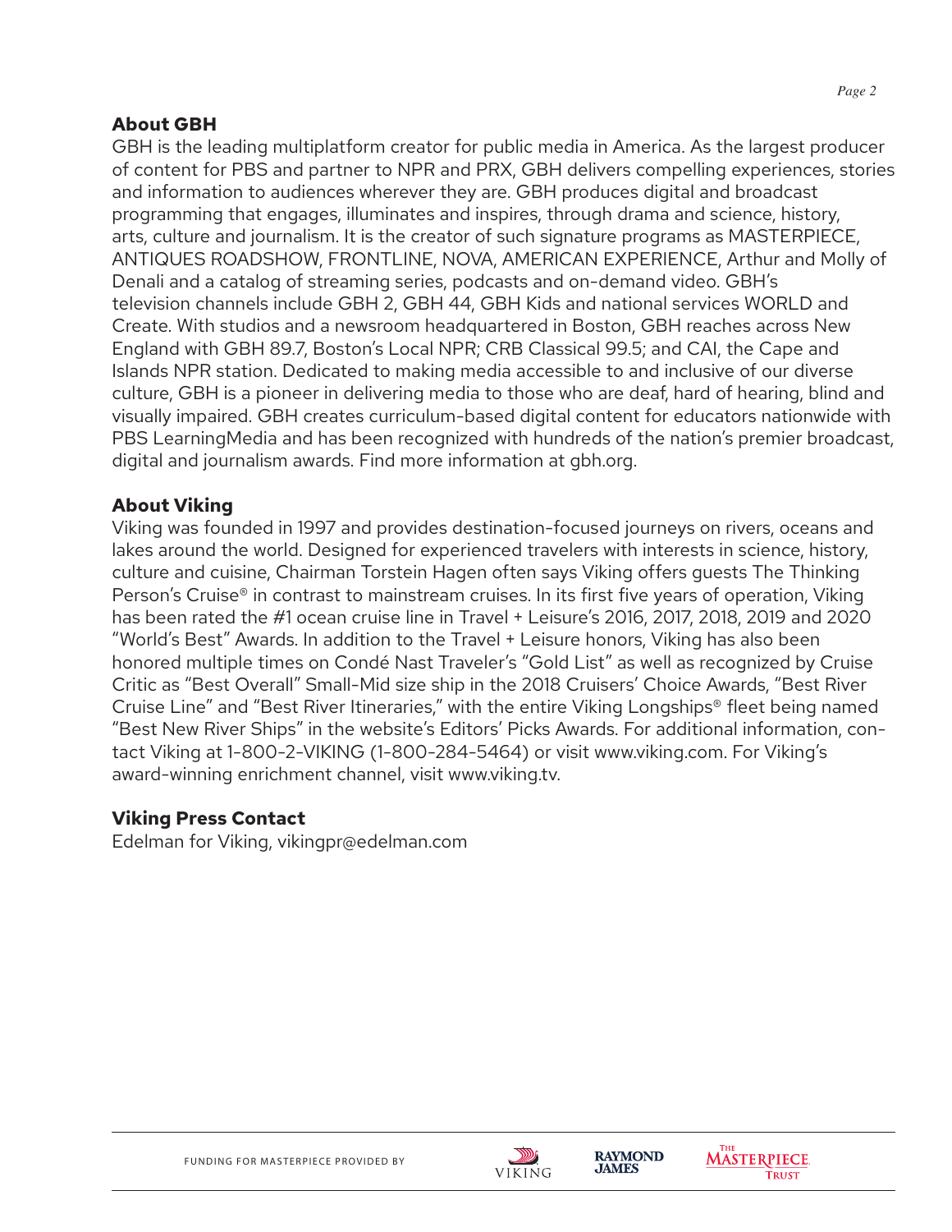## About GBH

GBH is the leading multiplatform creator for public media in America. As the largest producer of content for PBS and partner to NPR and PRX, GBH delivers compelling experiences, stories and information to audiences wherever they are. GBH produces digital and broadcast programming that engages, illuminates and inspires, through drama and science, history, arts, culture and journalism. It is the creator of such signature programs as MASTERPIECE, ANTIQUES ROADSHOW, FRONTLINE, NOVA, AMERICAN EXPERIENCE, Arthur and Molly of Denali and a catalog of streaming series, podcasts and on-demand video. GBH's television channels include GBH 2, GBH 44, GBH Kids and national services WORLD and Create. With studios and a newsroom headquartered in Boston, GBH reaches across New England with GBH 89.7, Boston's Local NPR; CRB Classical 99.5; and CAI, the Cape and Islands NPR station. Dedicated to making media accessible to and inclusive of our diverse culture, GBH is a pioneer in delivering media to those who are deaf, hard of hearing, blind and visually impaired. GBH creates curriculum-based digital content for educators nationwide with PBS LearningMedia and has been recognized with hundreds of the nation's premier broadcast, digital and journalism awards. Find more information at gbh.org.

## About Viking

Viking was founded in 1997 and provides destination-focused journeys on rivers, oceans and lakes around the world. Designed for experienced travelers with interests in science, history, culture and cuisine, Chairman Torstein Hagen often says Viking offers guests The Thinking Person's Cruise® in contrast to mainstream cruises. In its first five years of operation, Viking has been rated the #1 ocean cruise line in Travel + Leisure's 2016, 2017, 2018, 2019 and 2020 "World's Best" Awards. In addition to the Travel + Leisure honors, Viking has also been honored multiple times on Condé Nast Traveler's "Gold List" as well as recognized by Cruise Critic as "Best Overall" Small-Mid size ship in the 2018 Cruisers' Choice Awards, "Best River Cruise Line" and "Best River Itineraries," with the entire Viking Longships® fleet being named "Best New River Ships" in the website's Editors' Picks Awards. For additional information, contact Viking at 1-800-2-VIKING (1-800-284-5464) or visit www.viking.com. For Viking's award-winning enrichment channel, visit www.viking.tv.

## Viking Press Contact

Edelman for Viking, vikingpr@edelman.com

FUNDING FOR MASTERPIECE PROVIDED BY VIKING RAYMOND JAMES THE MASTERPIECE TRUST